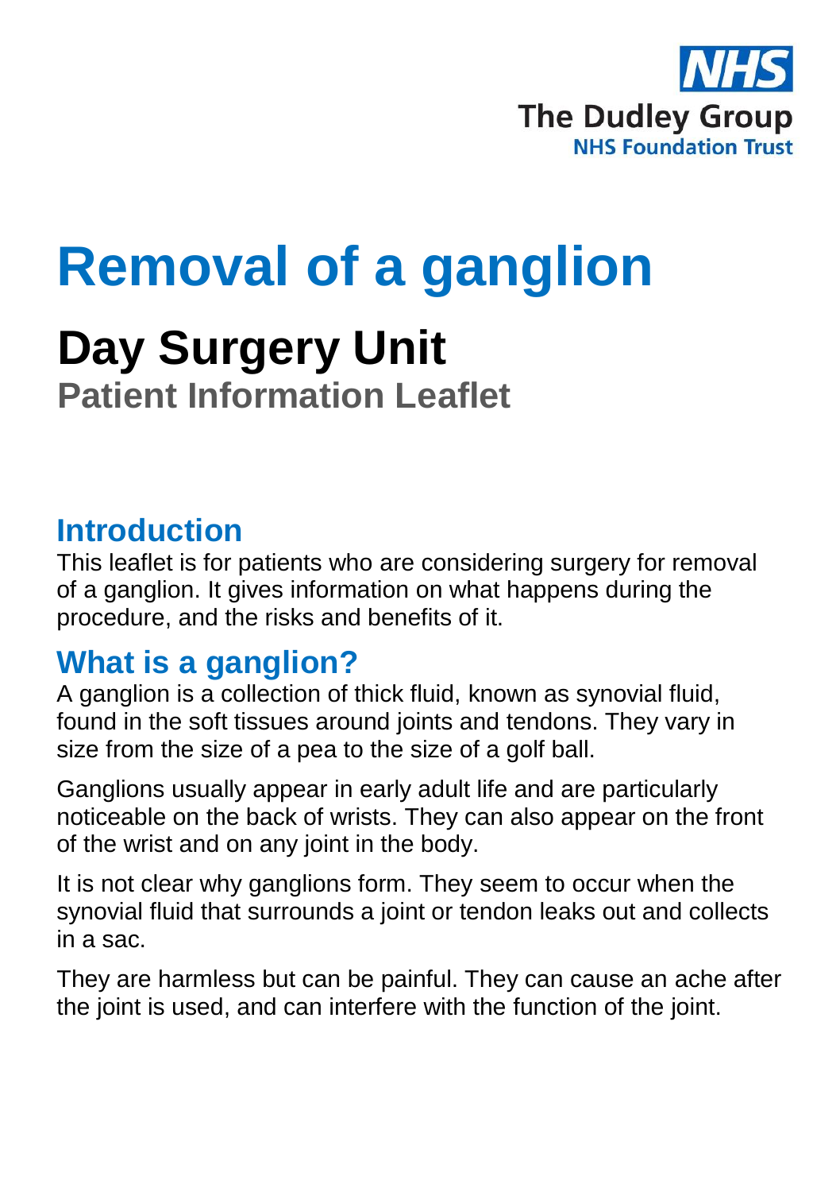NHS
The Dudley Group
NHS Foundation Trust

# Removal of a ganglion

## Day Surgery Unit

**Patient Information Leaflet**

## Introduction

This leaflet is for patients who are considering surgery for removal of a ganglion. It gives information on what happens during the procedure, and the risks and benefits of it.

## What is a ganglion?

A ganglion is a collection of thick fluid, known as synovial fluid, found in the soft tissues around joints and tendons. They vary in size from the size of a pea to the size of a golf ball.

Ganglions usually appear in early adult life and are particularly noticeable on the back of wrists. They can also appear on the front of the wrist and on any joint in the body.

It is not clear why ganglions form. They seem to occur when the synovial fluid that surrounds a joint or tendon leaks out and collects in a sac.

They are harmless but can be painful. They can cause an ache after the joint is used, and can interfere with the function of the joint.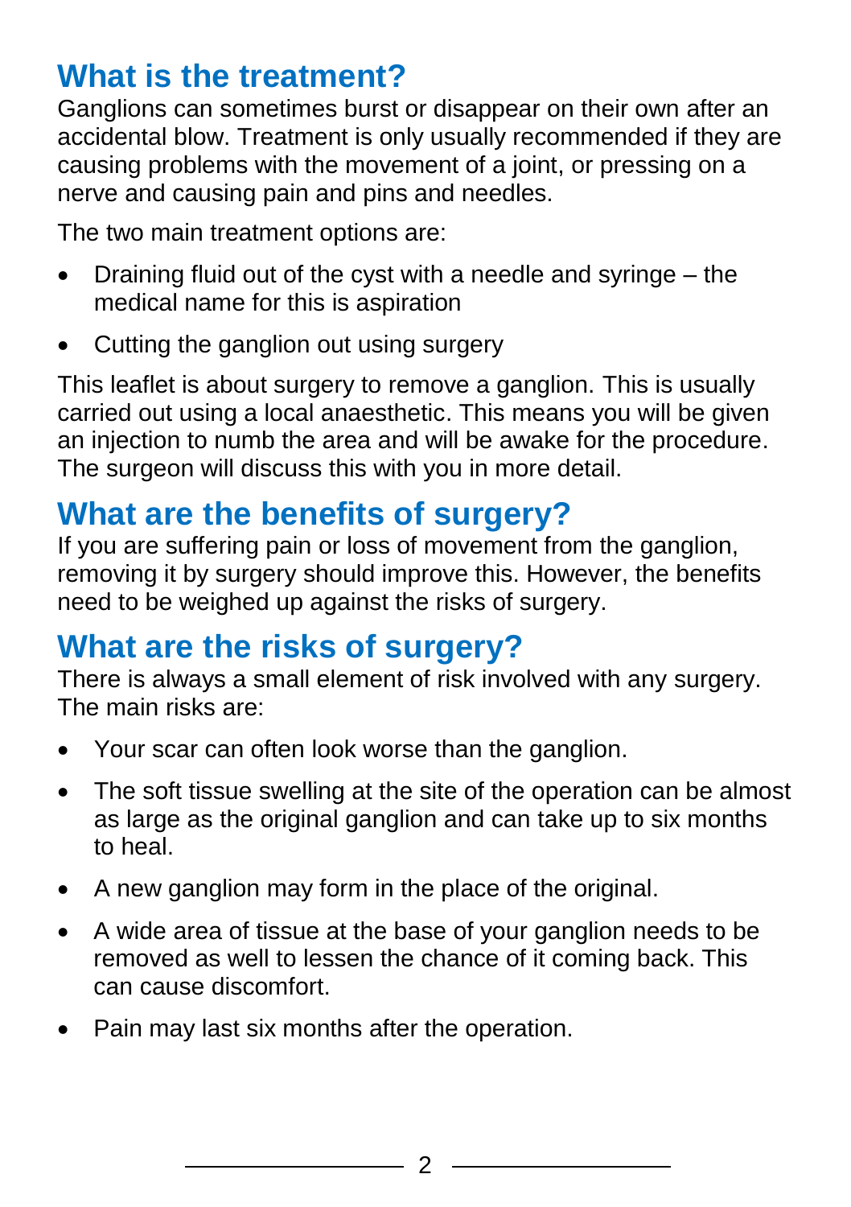## What is the treatment?

Ganglions can sometimes burst or disappear on their own after an accidental blow. Treatment is only usually recommended if they are causing problems with the movement of a joint, or pressing on a nerve and causing pain and pins and needles.

The two main treatment options are:

- Draining fluid out of the cyst with a needle and syringe – the medical name for this is aspiration
- Cutting the ganglion out using surgery

This leaflet is about surgery to remove a ganglion. This is usually carried out using a local anaesthetic. This means you will be given an injection to numb the area and will be awake for the procedure. The surgeon will discuss this with you in more detail.

## What are the benefits of surgery?

If you are suffering pain or loss of movement from the ganglion, removing it by surgery should improve this. However, the benefits need to be weighed up against the risks of surgery.

## What are the risks of surgery?

There is always a small element of risk involved with any surgery. The main risks are:

- Your scar can often look worse than the ganglion.
- The soft tissue swelling at the site of the operation can be almost as large as the original ganglion and can take up to six months to heal.
- A new ganglion may form in the place of the original.
- A wide area of tissue at the base of your ganglion needs to be removed as well to lessen the chance of it coming back. This can cause discomfort.
- Pain may last six months after the operation.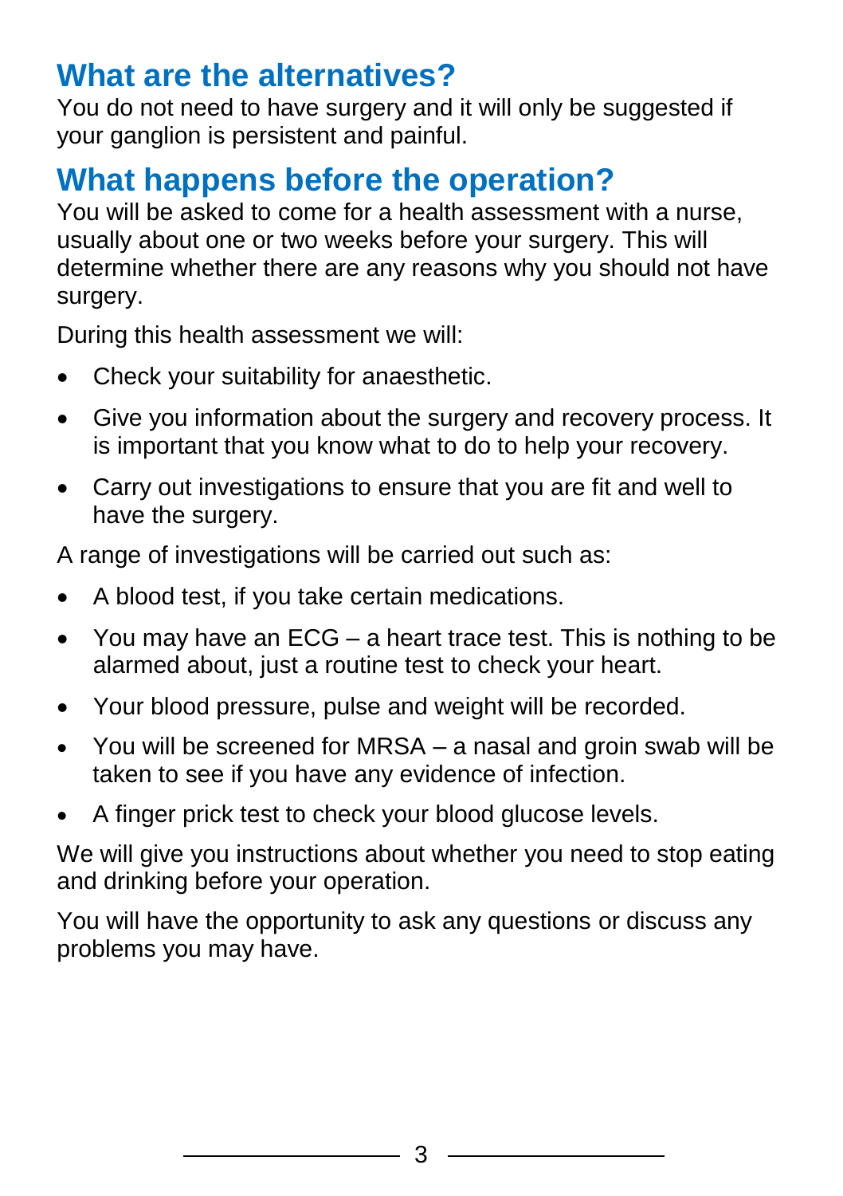## What are the alternatives?

You do not need to have surgery and it will only be suggested if your ganglion is persistent and painful.

## What happens before the operation?

You will be asked to come for a health assessment with a nurse, usually about one or two weeks before your surgery. This will determine whether there are any reasons why you should not have surgery.

During this health assessment we will:

- Check your suitability for anaesthetic.
- Give you information about the surgery and recovery process. It is important that you know what to do to help your recovery.
- Carry out investigations to ensure that you are fit and well to have the surgery.

A range of investigations will be carried out such as:

- A blood test, if you take certain medications.
- You may have an ECG – a heart trace test. This is nothing to be alarmed about, just a routine test to check your heart.
- Your blood pressure, pulse and weight will be recorded.
- You will be screened for MRSA – a nasal and groin swab will be taken to see if you have any evidence of infection.
- A finger prick test to check your blood glucose levels.

We will give you instructions about whether you need to stop eating and drinking before your operation.

You will have the opportunity to ask any questions or discuss any problems you may have.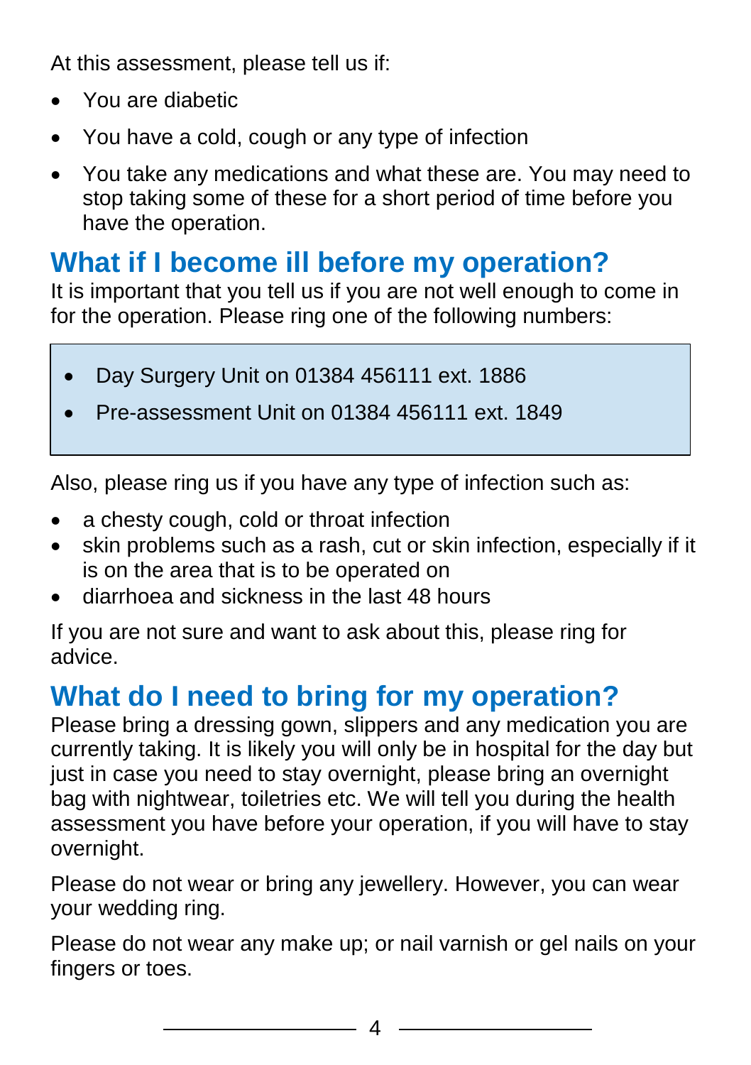At this assessment, please tell us if:

- You are diabetic
- You have a cold, cough or any type of infection
- You take any medications and what these are. You may need to stop taking some of these for a short period of time before you have the operation.

## What if I become ill before my operation?

It is important that you tell us if you are not well enough to come in for the operation. Please ring one of the following numbers:

- Day Surgery Unit on 01384 456111 ext. 1886
- Pre-assessment Unit on 01384 456111 ext. 1849

Also, please ring us if you have any type of infection such as:

- a chesty cough, cold or throat infection
- skin problems such as a rash, cut or skin infection, especially if it is on the area that is to be operated on
- diarrhoea and sickness in the last 48 hours

If you are not sure and want to ask about this, please ring for advice.

## What do I need to bring for my operation?

Please bring a dressing gown, slippers and any medication you are currently taking. It is likely you will only be in hospital for the day but just in case you need to stay overnight, please bring an overnight bag with nightwear, toiletries etc. We will tell you during the health assessment you have before your operation, if you will have to stay overnight.

Please do not wear or bring any jewellery. However, you can wear your wedding ring.

Please do not wear any make up; or nail varnish or gel nails on your fingers or toes.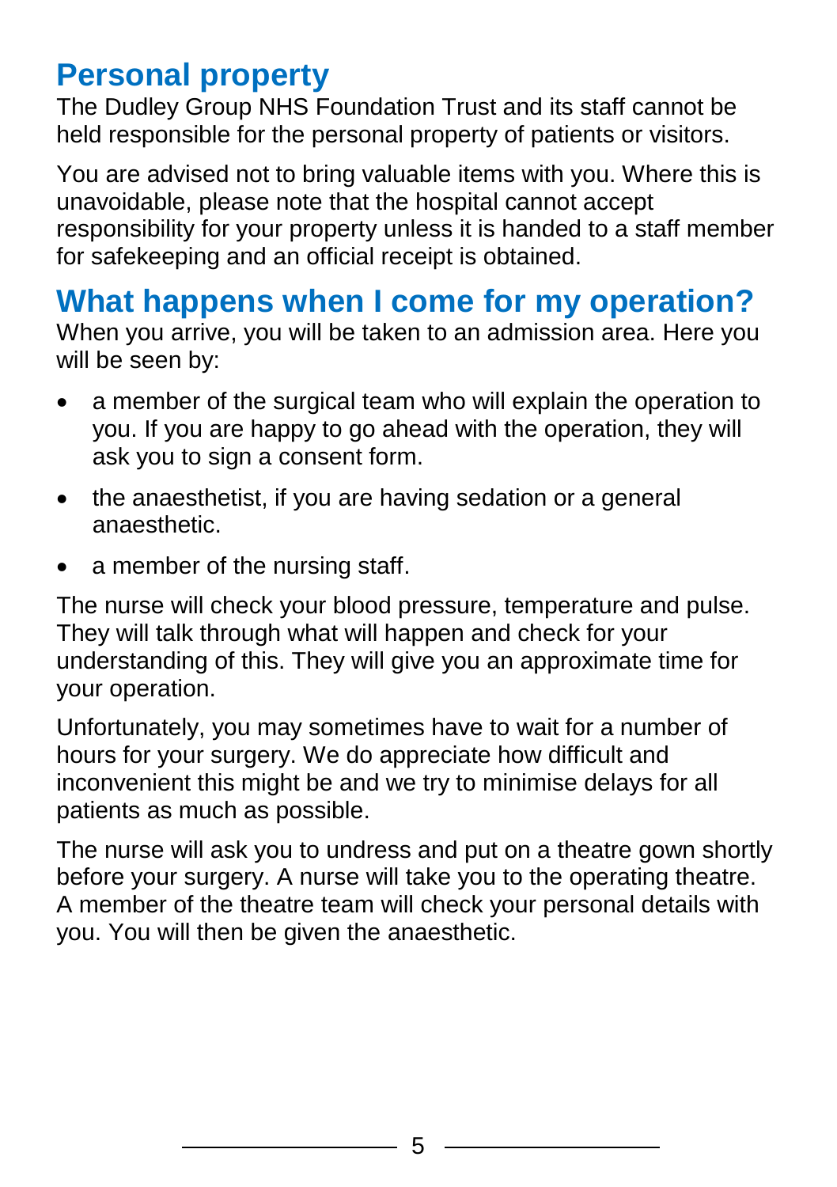## Personal property

The Dudley Group NHS Foundation Trust and its staff cannot be held responsible for the personal property of patients or visitors.

You are advised not to bring valuable items with you. Where this is unavoidable, please note that the hospital cannot accept responsibility for your property unless it is handed to a staff member for safekeeping and an official receipt is obtained.

## What happens when I come for my operation?

When you arrive, you will be taken to an admission area. Here you will be seen by:

- a member of the surgical team who will explain the operation to you. If you are happy to go ahead with the operation, they will ask you to sign a consent form.
- the anaesthetist, if you are having sedation or a general anaesthetic.
- a member of the nursing staff.

The nurse will check your blood pressure, temperature and pulse. They will talk through what will happen and check for your understanding of this. They will give you an approximate time for your operation.

Unfortunately, you may sometimes have to wait for a number of hours for your surgery. We do appreciate how difficult and inconvenient this might be and we try to minimise delays for all patients as much as possible.

The nurse will ask you to undress and put on a theatre gown shortly before your surgery. A nurse will take you to the operating theatre. A member of the theatre team will check your personal details with you. You will then be given the anaesthetic.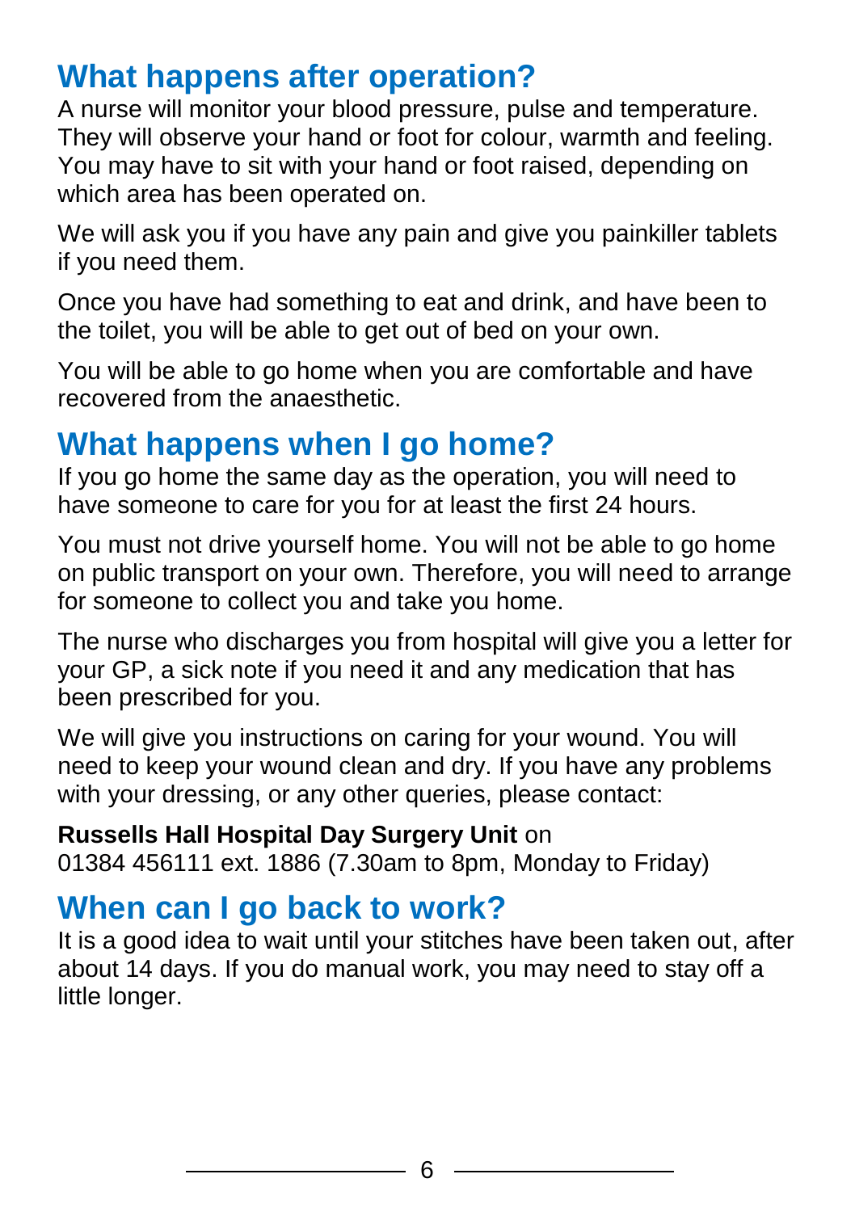## What happens after operation?

A nurse will monitor your blood pressure, pulse and temperature. They will observe your hand or foot for colour, warmth and feeling. You may have to sit with your hand or foot raised, depending on which area has been operated on.

We will ask you if you have any pain and give you painkiller tablets if you need them.

Once you have had something to eat and drink, and have been to the toilet, you will be able to get out of bed on your own.

You will be able to go home when you are comfortable and have recovered from the anaesthetic.

## What happens when I go home?

If you go home the same day as the operation, you will need to have someone to care for you for at least the first 24 hours.

You must not drive yourself home. You will not be able to go home on public transport on your own. Therefore, you will need to arrange for someone to collect you and take you home.

The nurse who discharges you from hospital will give you a letter for your GP, a sick note if you need it and any medication that has been prescribed for you.

We will give you instructions on caring for your wound. You will need to keep your wound clean and dry. If you have any problems with your dressing, or any other queries, please contact:

**Russells Hall Hospital Day Surgery Unit** on
01384 456111 ext. 1886 (7.30am to 8pm, Monday to Friday)

## When can I go back to work?

It is a good idea to wait until your stitches have been taken out, after about 14 days. If you do manual work, you may need to stay off a little longer.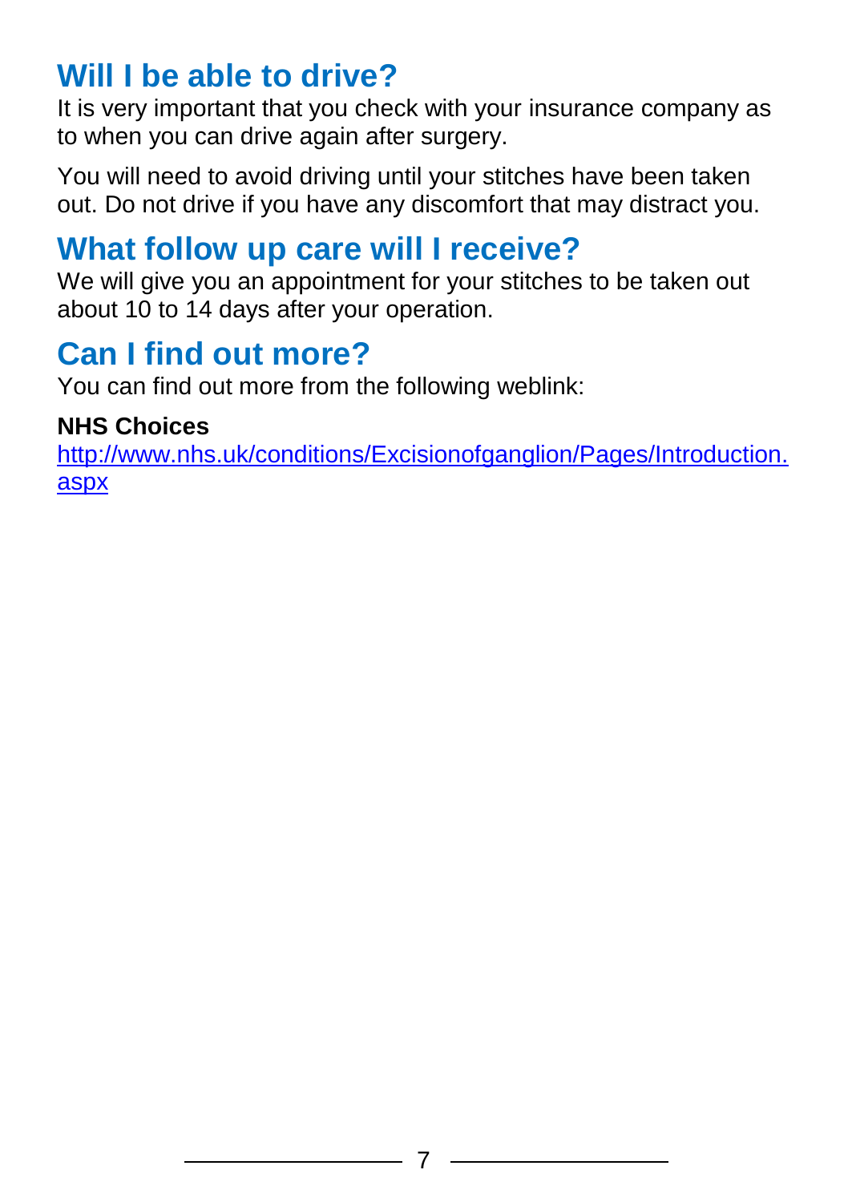## Will I be able to drive?

It is very important that you check with your insurance company as to when you can drive again after surgery.

You will need to avoid driving until your stitches have been taken out. Do not drive if you have any discomfort that may distract you.

## What follow up care will I receive?

We will give you an appointment for your stitches to be taken out about 10 to 14 days after your operation.

## Can I find out more?

You can find out more from the following weblink:

**NHS Choices**
[http://www.nhs.uk/conditions/Excisionofganglion/Pages/Introduction.aspx](http://www.nhs.uk/conditions/Excisionofganglion/Pages/Introduction.aspx)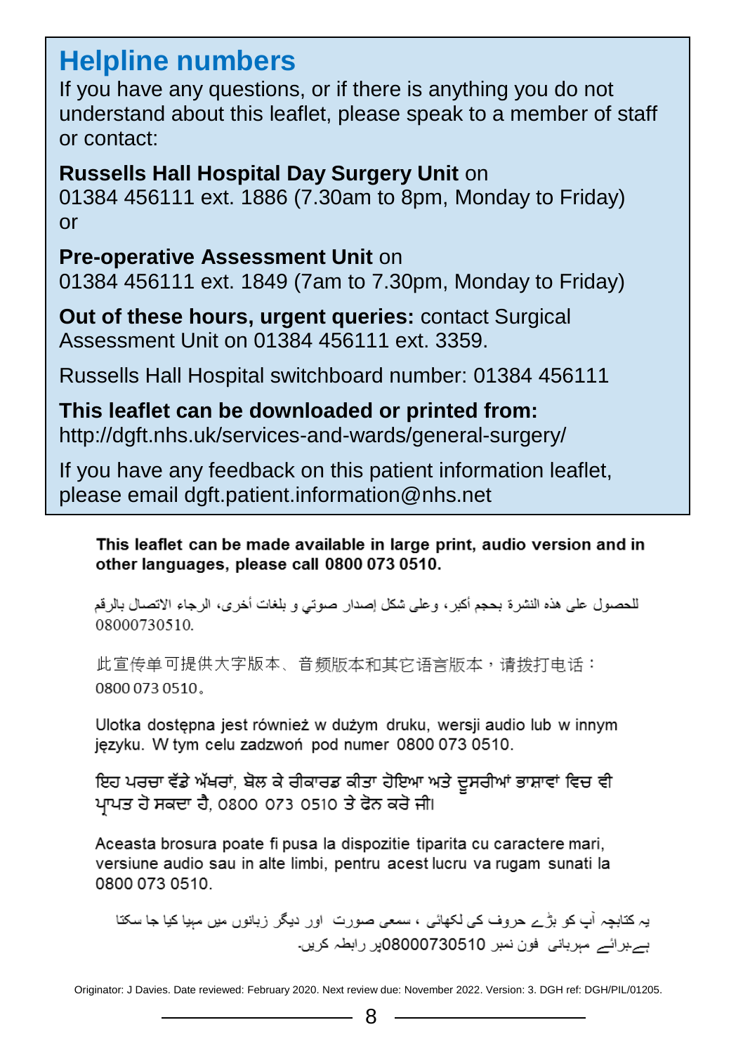## Helpline numbers

If you have any questions, or if there is anything you do not understand about this leaflet, please speak to a member of staff or contact:

**Russells Hall Hospital Day Surgery Unit** on 01384 456111 ext. 1886 (7.30am to 8pm, Monday to Friday) or

**Pre-operative Assessment Unit** on 01384 456111 ext. 1849 (7am to 7.30pm, Monday to Friday)

**Out of these hours, urgent queries:** contact Surgical Assessment Unit on 01384 456111 ext. 3359.

Russells Hall Hospital switchboard number: 01384 456111

**This leaflet can be downloaded or printed from:** http://dgft.nhs.uk/services-and-wards/general-surgery/

If you have any feedback on this patient information leaflet, please email dgft.patient.information@nhs.net

**This leaflet can be made available in large print, audio version and in other languages, please call 0800 073 0510.**

للحصول على هذه النشرة بحجم أكبر، وعلى شكل إصدار صوتي و بلغات أخرى، الرجاء الاتصال بالرقم 08000730510.

此宣传单可提供大字版本、音频版本和其它语言版本，请拨打电话：0800 073 0510。

Ulotka dostępna jest również w dużym druku, wersji audio lub w innym języku. W tym celu zadzwoń pod numer 0800 073 0510.

ਇਹ ਪਰਚਾ ਵੱਡੇ ਅੱਖਰਾਂ, ਬੋਲ ਕੇ ਰੀਕਾਰਡ ਕੀਤਾ ਹੋਇਆ ਅਤੇ ਦੂਸਰੀਆਂ ਭਾਸ਼ਾਵਾਂ ਵਿਚ ਵੀ ਪ੍ਰਾਪਤ ਹੋ ਸਕਦਾ ਹੈ, 0800 073 0510 ਤੇ ਫੋਨ ਕਰੋ ਜੀ।

Aceasta brosura poate fi pusa la dispozitie tiparita cu caractere mari, versiune audio sau in alte limbi, pentru acest lucru va rugam sunati la 0800 073 0510.

یہ کتابچہ آپ کو بڑے حروف کی لکھائی ، سمعی صورت اور دیگر زبانوں میں مہیا کیا جا سکتا ہے۔برائے مہربانی فون نمبر 08000730510پر رابطہ کریں۔

Originator: J Davies. Date reviewed: February 2020. Next review due: November 2022. Version: 3. DGH ref: DGH/PIL/01205.